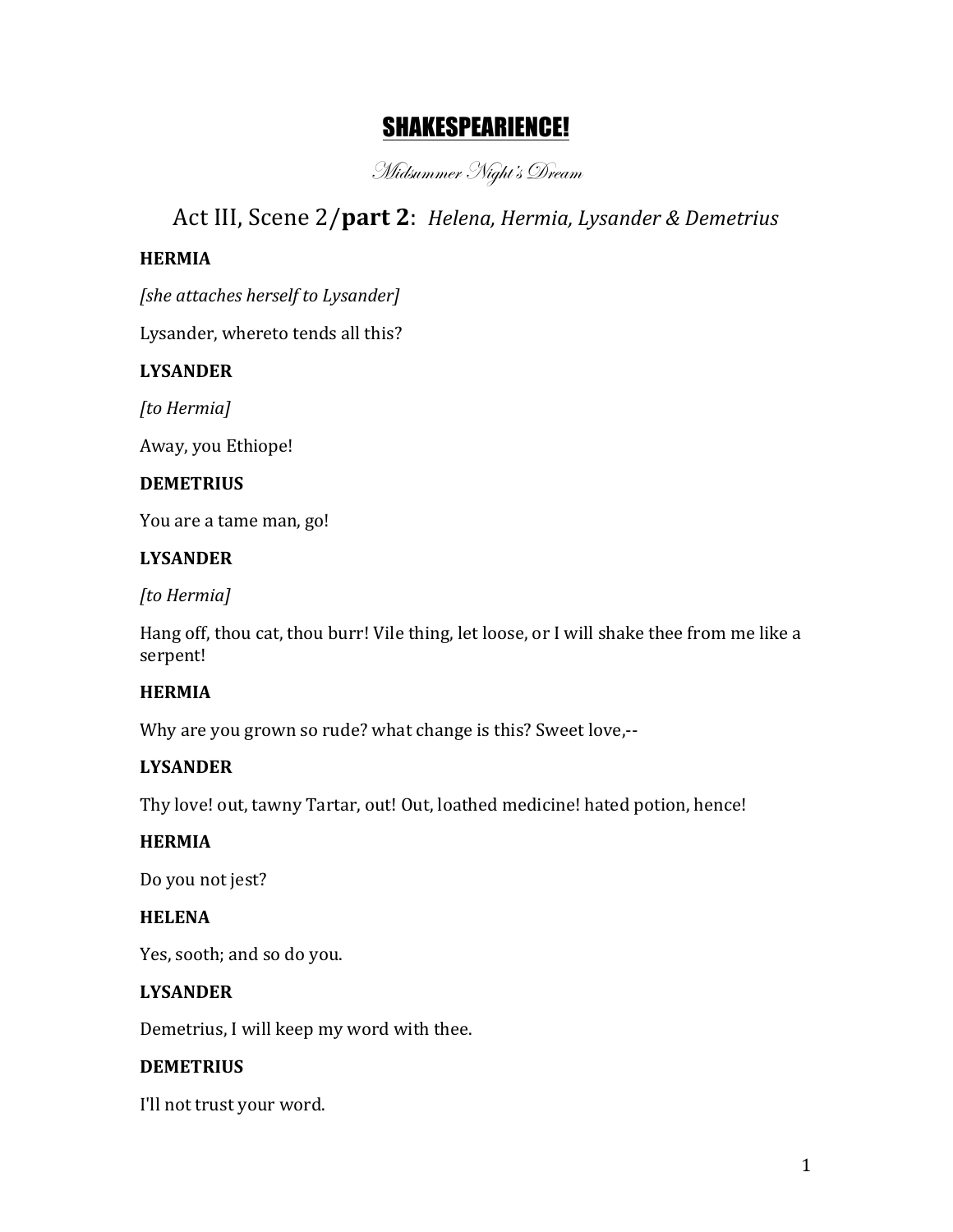# SHAKESPEARIENCE!

*Midsummer Night's Dream*

## Act III, Scene 2/**part 2**: *Helena, Hermia, Lysander & Demetrius*

**HERMIA**

*[she attaches herself to Lysander]*

Lysander, whereto tends all this?

**LYSANDER**

*[to Hermia]*

Away, you Ethiope!

**DEMETRIUS**

You are a tame man, go!

**LYSANDER**

*[to Hermia]*

Hang off, thou cat, thou burr! Vile thing, let loose, or I will shake thee from me like a serpent!

**HERMIA**

Why are you grown so rude? what change is this? Sweet love,--

**LYSANDER**

Thy love! out, tawny Tartar, out! Out, loathed medicine! hated potion, hence!

**HERMIA**

Do you not jest?

**HELENA**

Yes, sooth; and so do you.

**LYSANDER**

Demetrius, I will keep my word with thee.

**DEMETRIUS**

I'll not trust your word.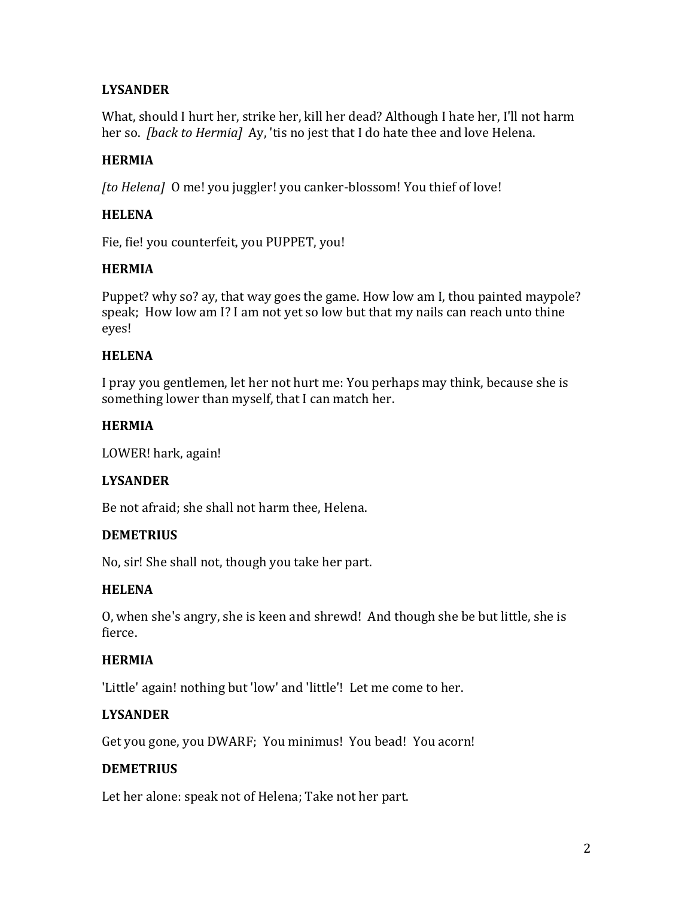**LYSANDER**

What, should I hurt her, strike her, kill her dead? Although I hate her, I'll not harm her so. *[back to Hermia]* Ay, 'tis no jest that I do hate thee and love Helena.

**HERMIA**

*[to Helena]* O me! you juggler! you canker-blossom! You thief of love!

**HELENA**

Fie, fie! you counterfeit, you PUPPET, you!

**HERMIA**

Puppet? why so? ay, that way goes the game. How low am I, thou painted maypole? speak; How low am I? I am not yet so low but that my nails can reach unto thine eyes!

**HELENA**

I pray you gentlemen, let her not hurt me: You perhaps may think, because she is something lower than myself, that I can match her.

**HERMIA**

LOWER! hark, again!

**LYSANDER**

Be not afraid; she shall not harm thee, Helena.

**DEMETRIUS**

No, sir! She shall not, though you take her part.

**HELENA**

O, when she's angry, she is keen and shrewd! And though she be but little, she is fierce.

**HERMIA**

'Little' again! nothing but 'low' and 'little'! Let me come to her.

**LYSANDER**

Get you gone, you DWARF; You minimus! You bead! You acorn!

**DEMETRIUS**

Let her alone: speak not of Helena; Take not her part.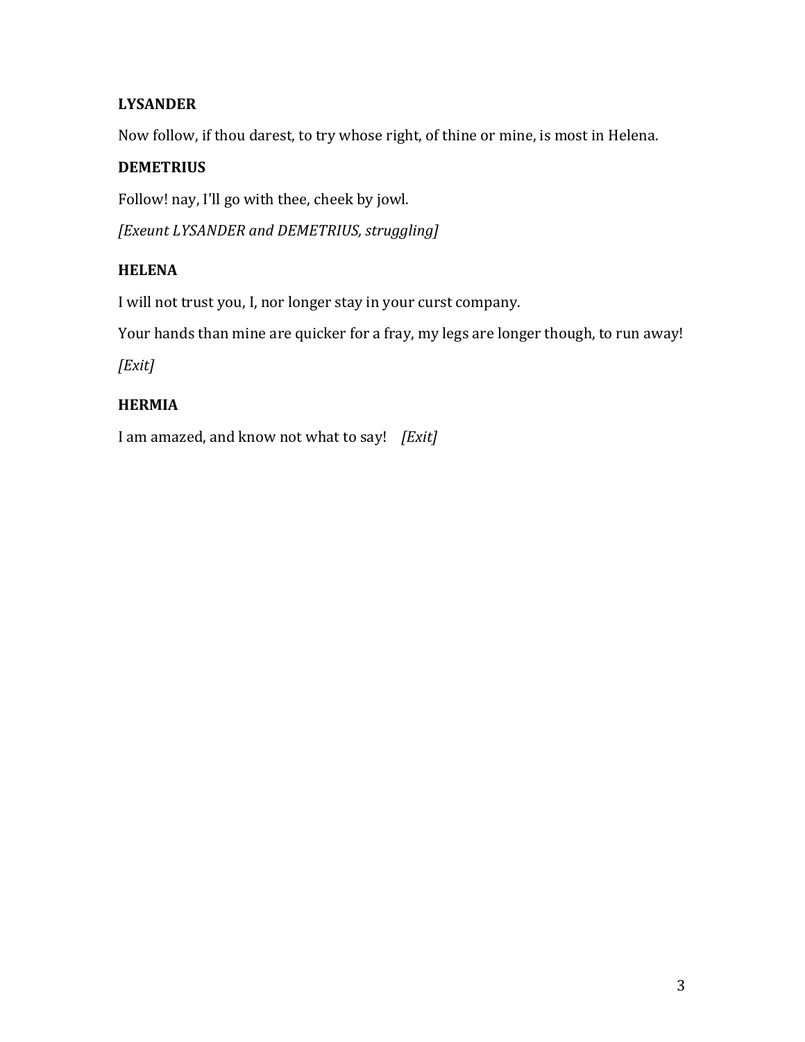**LYSANDER**

Now follow, if thou darest, to try whose right, of thine or mine, is most in Helena.

**DEMETRIUS**

Follow! nay, I'll go with thee, cheek by jowl.

*[Exeunt LYSANDER and DEMETRIUS, struggling]*

**HELENA**

I will not trust you, I, nor longer stay in your curst company.

Your hands than mine are quicker for a fray, my legs are longer though, to run away!

*[Exit]*

**HERMIA**

I am amazed, and know not what to say! *[Exit]*